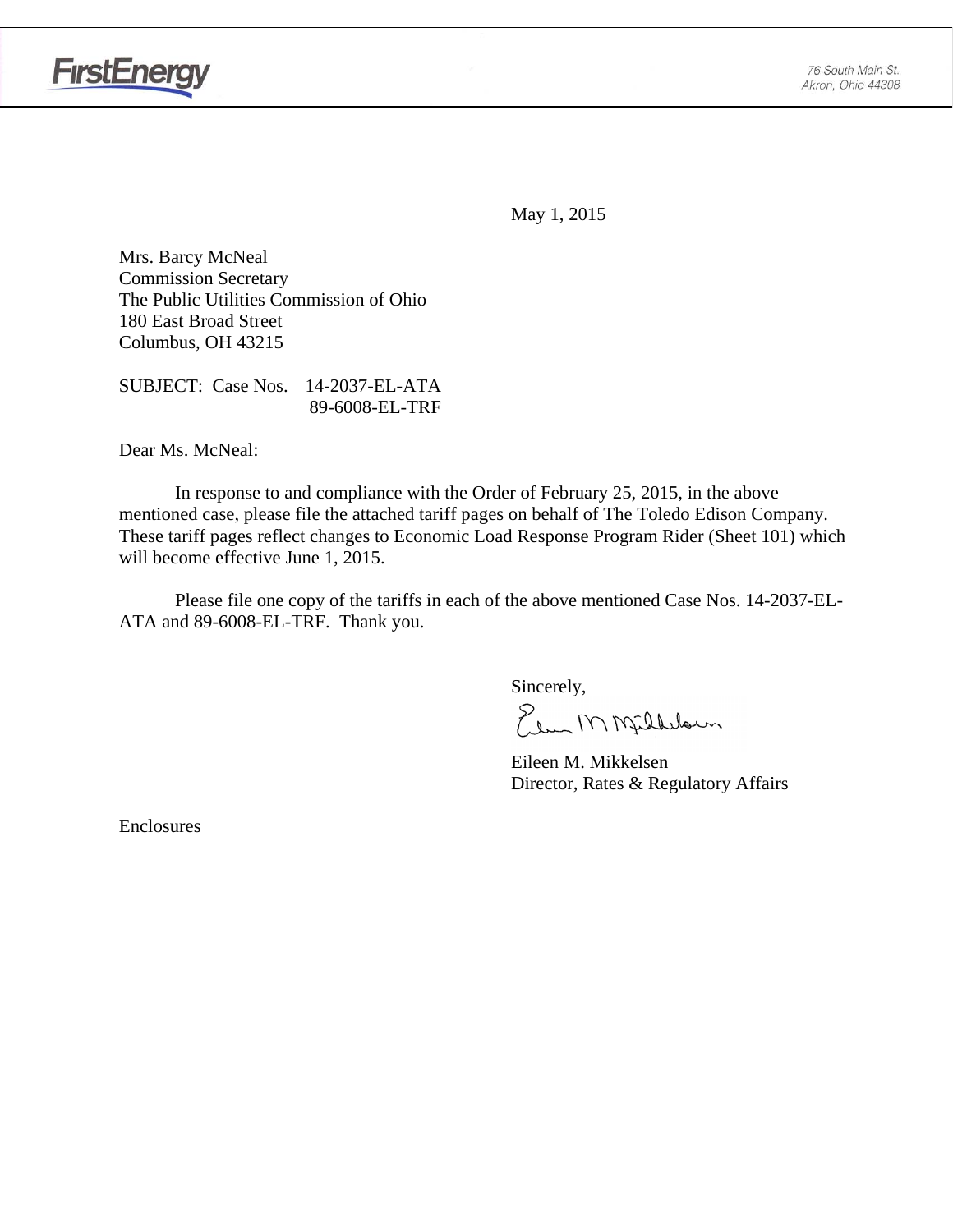FirstEnergy

76 South Main St.
Akron, Ohio 44308

May 1, 2015

Mrs. Barcy McNeal
Commission Secretary
The Public Utilities Commission of Ohio
180 East Broad Street
Columbus, OH 43215

SUBJECT: Case Nos. 14-2037-EL-ATA
89-6008-EL-TRF

Dear Ms. McNeal:

In response to and compliance with the Order of February 25, 2015, in the above mentioned case, please file the attached tariff pages on behalf of The Toledo Edison Company. These tariff pages reflect changes to Economic Load Response Program Rider (Sheet 101) which will become effective June 1, 2015.

Please file one copy of the tariffs in each of the above mentioned Case Nos. 14-2037-EL-ATA and 89-6008-EL-TRF. Thank you.

Sincerely,

Eileen M. Mikkelsen
Director, Rates & Regulatory Affairs

Enclosures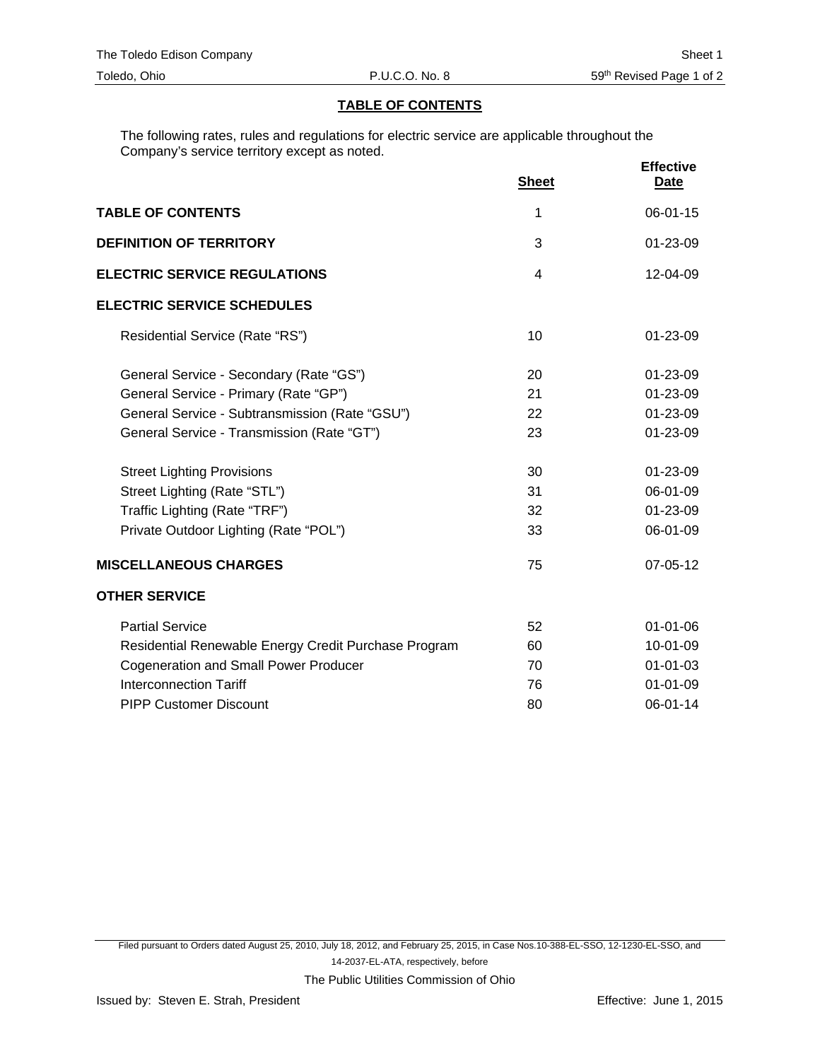The Toledo Edison Company — Sheet 1
Toledo, Ohio — P.U.C.O. No. 8 — 59th Revised Page 1 of 2

## TABLE OF CONTENTS

The following rates, rules and regulations for electric service are applicable throughout the Company's service territory except as noted.

| | Sheet | Effective Date |
|---|---|---|
| **TABLE OF CONTENTS** | 1 | 06-01-15 |
| **DEFINITION OF TERRITORY** | 3 | 01-23-09 |
| **ELECTRIC SERVICE REGULATIONS** | 4 | 12-04-09 |
| **ELECTRIC SERVICE SCHEDULES** | | |
| Residential Service (Rate "RS") | 10 | 01-23-09 |
| General Service - Secondary (Rate "GS") | 20 | 01-23-09 |
| General Service - Primary (Rate "GP") | 21 | 01-23-09 |
| General Service - Subtransmission (Rate "GSU") | 22 | 01-23-09 |
| General Service - Transmission (Rate "GT") | 23 | 01-23-09 |
| Street Lighting Provisions | 30 | 01-23-09 |
| Street Lighting (Rate "STL") | 31 | 06-01-09 |
| Traffic Lighting (Rate "TRF") | 32 | 01-23-09 |
| Private Outdoor Lighting (Rate "POL") | 33 | 06-01-09 |
| **MISCELLANEOUS CHARGES** | 75 | 07-05-12 |
| **OTHER SERVICE** | | |
| Partial Service | 52 | 01-01-06 |
| Residential Renewable Energy Credit Purchase Program | 60 | 10-01-09 |
| Cogeneration and Small Power Producer | 70 | 01-01-03 |
| Interconnection Tariff | 76 | 01-01-09 |
| PIPP Customer Discount | 80 | 06-01-14 |

Filed pursuant to Orders dated August 25, 2010, July 18, 2012, and February 25, 2015, in Case Nos.10-388-EL-SSO, 12-1230-EL-SSO, and 14-2037-EL-ATA, respectively, before

The Public Utilities Commission of Ohio

Issued by: Steven E. Strah, President — Effective: June 1, 2015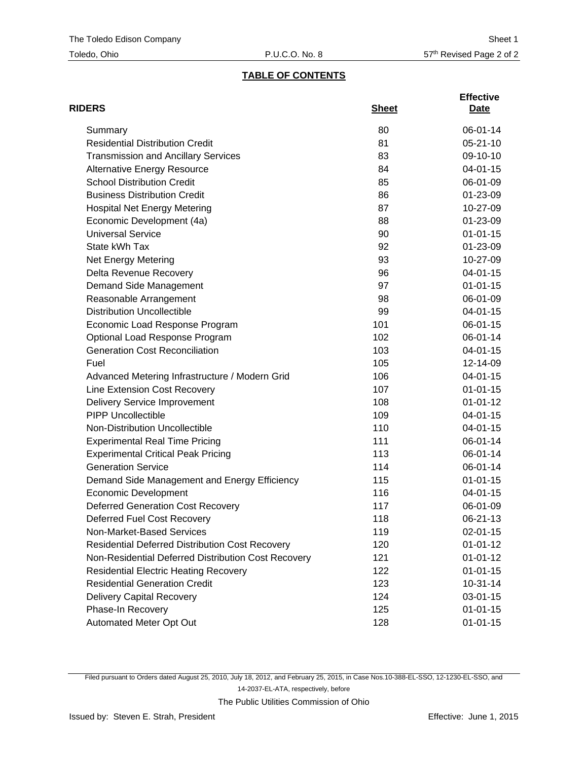## TABLE OF CONTENTS

| RIDERS | Sheet | Effective Date |
|---|---|---|
| Summary | 80 | 06-01-14 |
| Residential Distribution Credit | 81 | 05-21-10 |
| Transmission and Ancillary Services | 83 | 09-10-10 |
| Alternative Energy Resource | 84 | 04-01-15 |
| School Distribution Credit | 85 | 06-01-09 |
| Business Distribution Credit | 86 | 01-23-09 |
| Hospital Net Energy Metering | 87 | 10-27-09 |
| Economic Development (4a) | 88 | 01-23-09 |
| Universal Service | 90 | 01-01-15 |
| State kWh Tax | 92 | 01-23-09 |
| Net Energy Metering | 93 | 10-27-09 |
| Delta Revenue Recovery | 96 | 04-01-15 |
| Demand Side Management | 97 | 01-01-15 |
| Reasonable Arrangement | 98 | 06-01-09 |
| Distribution Uncollectible | 99 | 04-01-15 |
| Economic Load Response Program | 101 | 06-01-15 |
| Optional Load Response Program | 102 | 06-01-14 |
| Generation Cost Reconciliation | 103 | 04-01-15 |
| Fuel | 105 | 12-14-09 |
| Advanced Metering Infrastructure / Modern Grid | 106 | 04-01-15 |
| Line Extension Cost Recovery | 107 | 01-01-15 |
| Delivery Service Improvement | 108 | 01-01-12 |
| PIPP Uncollectible | 109 | 04-01-15 |
| Non-Distribution Uncollectible | 110 | 04-01-15 |
| Experimental Real Time Pricing | 111 | 06-01-14 |
| Experimental Critical Peak Pricing | 113 | 06-01-14 |
| Generation Service | 114 | 06-01-14 |
| Demand Side Management and Energy Efficiency | 115 | 01-01-15 |
| Economic Development | 116 | 04-01-15 |
| Deferred Generation Cost Recovery | 117 | 06-01-09 |
| Deferred Fuel Cost Recovery | 118 | 06-21-13 |
| Non-Market-Based Services | 119 | 02-01-15 |
| Residential Deferred Distribution Cost Recovery | 120 | 01-01-12 |
| Non-Residential Deferred Distribution Cost Recovery | 121 | 01-01-12 |
| Residential Electric Heating Recovery | 122 | 01-01-15 |
| Residential Generation Credit | 123 | 10-31-14 |
| Delivery Capital Recovery | 124 | 03-01-15 |
| Phase-In Recovery | 125 | 01-01-15 |
| Automated Meter Opt Out | 128 | 01-01-15 |

Filed pursuant to Orders dated August 25, 2010, July 18, 2012, and February 25, 2015, in Case Nos.10-388-EL-SSO, 12-1230-EL-SSO, and 14-2037-EL-ATA, respectively, before

The Public Utilities Commission of Ohio

Issued by: Steven E. Strah, President

Effective: June 1, 2015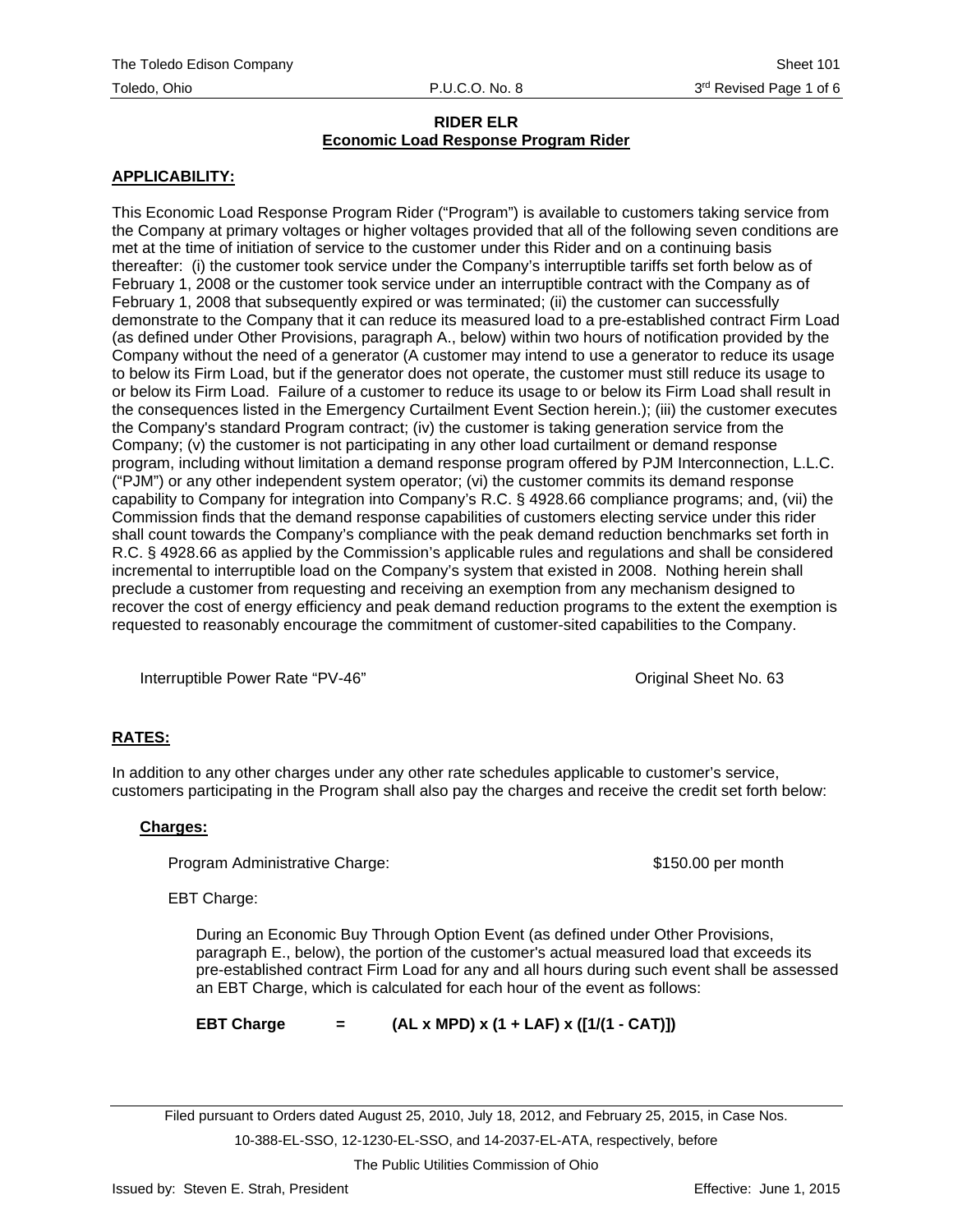## RIDER ELR
## Economic Load Response Program Rider

**APPLICABILITY:**

This Economic Load Response Program Rider ("Program") is available to customers taking service from the Company at primary voltages or higher voltages provided that all of the following seven conditions are met at the time of initiation of service to the customer under this Rider and on a continuing basis thereafter: (i) the customer took service under the Company's interruptible tariffs set forth below as of February 1, 2008 or the customer took service under an interruptible contract with the Company as of February 1, 2008 that subsequently expired or was terminated; (ii) the customer can successfully demonstrate to the Company that it can reduce its measured load to a pre-established contract Firm Load (as defined under Other Provisions, paragraph A., below) within two hours of notification provided by the Company without the need of a generator (A customer may intend to use a generator to reduce its usage to below its Firm Load, but if the generator does not operate, the customer must still reduce its usage to or below its Firm Load. Failure of a customer to reduce its usage to or below its Firm Load shall result in the consequences listed in the Emergency Curtailment Event Section herein.); (iii) the customer executes the Company's standard Program contract; (iv) the customer is taking generation service from the Company; (v) the customer is not participating in any other load curtailment or demand response program, including without limitation a demand response program offered by PJM Interconnection, L.L.C. ("PJM") or any other independent system operator; (vi) the customer commits its demand response capability to Company for integration into Company's R.C. § 4928.66 compliance programs; and, (vii) the Commission finds that the demand response capabilities of customers electing service under this rider shall count towards the Company's compliance with the peak demand reduction benchmarks set forth in R.C. § 4928.66 as applied by the Commission's applicable rules and regulations and shall be considered incremental to interruptible load on the Company's system that existed in 2008. Nothing herein shall preclude a customer from requesting and receiving an exemption from any mechanism designed to recover the cost of energy efficiency and peak demand reduction programs to the extent the exemption is requested to reasonably encourage the commitment of customer-sited capabilities to the Company.

| | |
|---|---|
| Interruptible Power Rate "PV-46" | Original Sheet No. 63 |

**RATES:**

In addition to any other charges under any other rate schedules applicable to customer's service, customers participating in the Program shall also pay the charges and receive the credit set forth below:

**Charges:**

Program Administrative Charge: $150.00 per month

EBT Charge:

During an Economic Buy Through Option Event (as defined under Other Provisions, paragraph E., below), the portion of the customer's actual measured load that exceeds its pre-established contract Firm Load for any and all hours during such event shall be assessed an EBT Charge, which is calculated for each hour of the event as follows:

**EBT Charge = (AL x MPD) x (1 + LAF) x ([1/(1 - CAT)])**

Filed pursuant to Orders dated August 25, 2010, July 18, 2012, and February 25, 2015, in Case Nos. 10-388-EL-SSO, 12-1230-EL-SSO, and 14-2037-EL-ATA, respectively, before The Public Utilities Commission of Ohio

Issued by: Steven E. Strah, President — Effective: June 1, 2015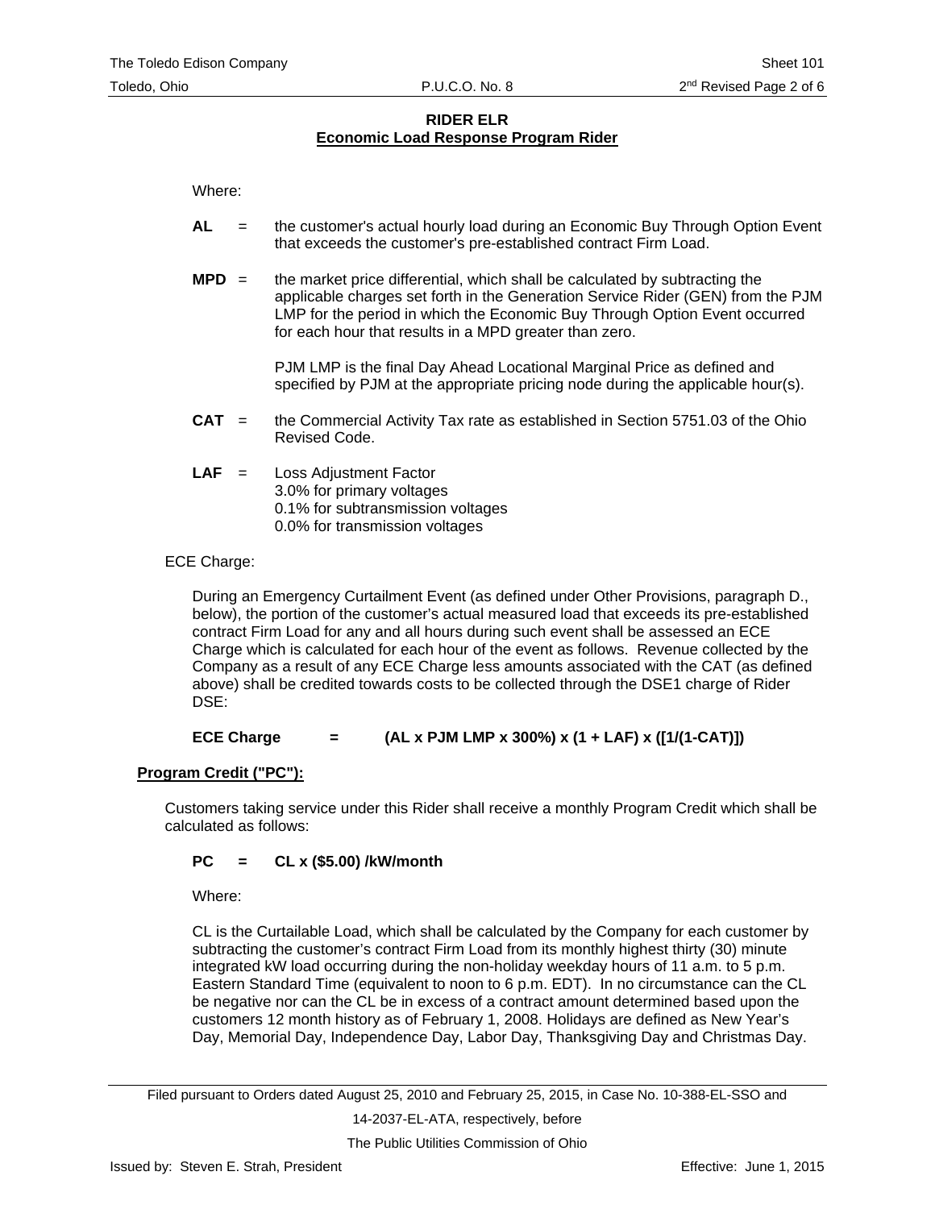## RIDER ELR
## Economic Load Response Program Rider

Where:

**AL** = the customer's actual hourly load during an Economic Buy Through Option Event that exceeds the customer's pre-established contract Firm Load.

**MPD** = the market price differential, which shall be calculated by subtracting the applicable charges set forth in the Generation Service Rider (GEN) from the PJM LMP for the period in which the Economic Buy Through Option Event occurred for each hour that results in a MPD greater than zero.

PJM LMP is the final Day Ahead Locational Marginal Price as defined and specified by PJM at the appropriate pricing node during the applicable hour(s).

**CAT** = the Commercial Activity Tax rate as established in Section 5751.03 of the Ohio Revised Code.

**LAF** = Loss Adjustment Factor
3.0% for primary voltages
0.1% for subtransmission voltages
0.0% for transmission voltages

ECE Charge:

During an Emergency Curtailment Event (as defined under Other Provisions, paragraph D., below), the portion of the customer's actual measured load that exceeds its pre-established contract Firm Load for any and all hours during such event shall be assessed an ECE Charge which is calculated for each hour of the event as follows. Revenue collected by the Company as a result of any ECE Charge less amounts associated with the CAT (as defined above) shall be credited towards costs to be collected through the DSE1 charge of Rider DSE:

**ECE Charge = (AL x PJM LMP x 300%) x (1 + LAF) x ([1/(1-CAT)])**

**Program Credit ("PC"):**

Customers taking service under this Rider shall receive a monthly Program Credit which shall be calculated as follows:

**PC = CL x ($5.00) /kW/month**

Where:

CL is the Curtailable Load, which shall be calculated by the Company for each customer by subtracting the customer's contract Firm Load from its monthly highest thirty (30) minute integrated kW load occurring during the non-holiday weekday hours of 11 a.m. to 5 p.m. Eastern Standard Time (equivalent to noon to 6 p.m. EDT). In no circumstance can the CL be negative nor can the CL be in excess of a contract amount determined based upon the customers 12 month history as of February 1, 2008. Holidays are defined as New Year's Day, Memorial Day, Independence Day, Labor Day, Thanksgiving Day and Christmas Day.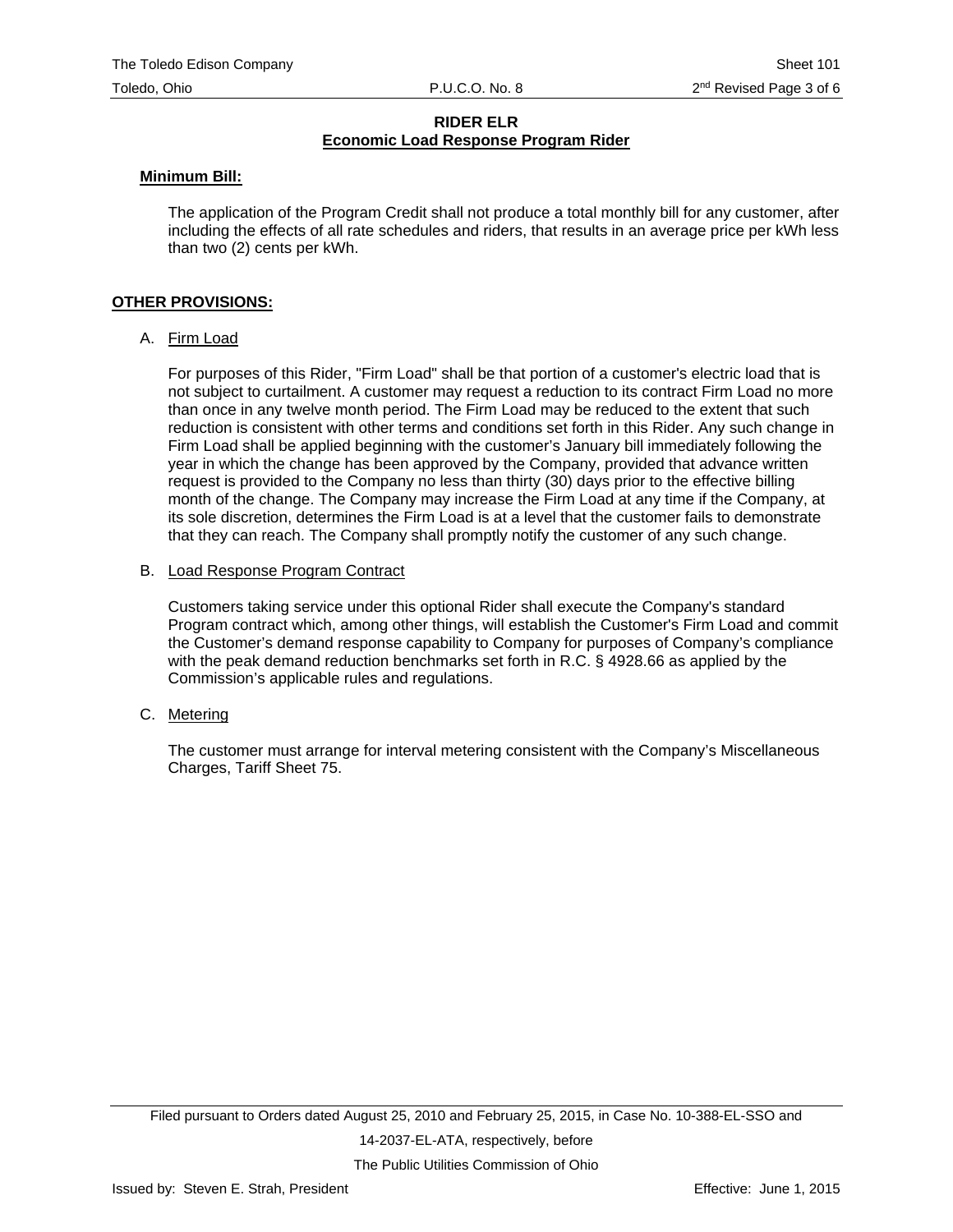## RIDER ELR
## Economic Load Response Program Rider

**Minimum Bill:**

The application of the Program Credit shall not produce a total monthly bill for any customer, after including the effects of all rate schedules and riders, that results in an average price per kWh less than two (2) cents per kWh.

**OTHER PROVISIONS:**

A. Firm Load

For purposes of this Rider, "Firm Load" shall be that portion of a customer's electric load that is not subject to curtailment. A customer may request a reduction to its contract Firm Load no more than once in any twelve month period. The Firm Load may be reduced to the extent that such reduction is consistent with other terms and conditions set forth in this Rider. Any such change in Firm Load shall be applied beginning with the customer's January bill immediately following the year in which the change has been approved by the Company, provided that advance written request is provided to the Company no less than thirty (30) days prior to the effective billing month of the change. The Company may increase the Firm Load at any time if the Company, at its sole discretion, determines the Firm Load is at a level that the customer fails to demonstrate that they can reach. The Company shall promptly notify the customer of any such change.

B. Load Response Program Contract

Customers taking service under this optional Rider shall execute the Company's standard Program contract which, among other things, will establish the Customer's Firm Load and commit the Customer's demand response capability to Company for purposes of Company's compliance with the peak demand reduction benchmarks set forth in R.C. § 4928.66 as applied by the Commission's applicable rules and regulations.

C. Metering

The customer must arrange for interval metering consistent with the Company's Miscellaneous Charges, Tariff Sheet 75.

Filed pursuant to Orders dated August 25, 2010 and February 25, 2015, in Case No. 10-388-EL-SSO and 14-2037-EL-ATA, respectively, before The Public Utilities Commission of Ohio

Issued by: Steven E. Strah, President

Effective: June 1, 2015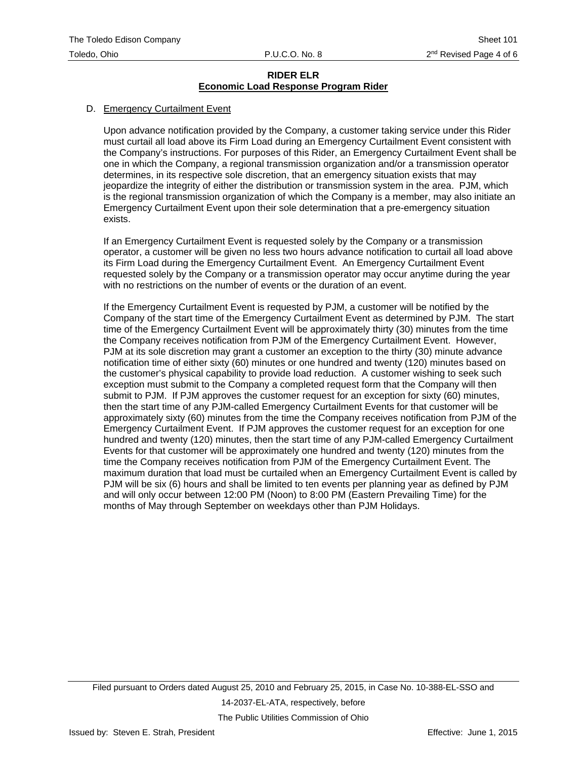## RIDER ELR
### Economic Load Response Program Rider

D. Emergency Curtailment Event

Upon advance notification provided by the Company, a customer taking service under this Rider must curtail all load above its Firm Load during an Emergency Curtailment Event consistent with the Company's instructions. For purposes of this Rider, an Emergency Curtailment Event shall be one in which the Company, a regional transmission organization and/or a transmission operator determines, in its respective sole discretion, that an emergency situation exists that may jeopardize the integrity of either the distribution or transmission system in the area. PJM, which is the regional transmission organization of which the Company is a member, may also initiate an Emergency Curtailment Event upon their sole determination that a pre-emergency situation exists.

If an Emergency Curtailment Event is requested solely by the Company or a transmission operator, a customer will be given no less two hours advance notification to curtail all load above its Firm Load during the Emergency Curtailment Event. An Emergency Curtailment Event requested solely by the Company or a transmission operator may occur anytime during the year with no restrictions on the number of events or the duration of an event.

If the Emergency Curtailment Event is requested by PJM, a customer will be notified by the Company of the start time of the Emergency Curtailment Event as determined by PJM. The start time of the Emergency Curtailment Event will be approximately thirty (30) minutes from the time the Company receives notification from PJM of the Emergency Curtailment Event. However, PJM at its sole discretion may grant a customer an exception to the thirty (30) minute advance notification time of either sixty (60) minutes or one hundred and twenty (120) minutes based on the customer's physical capability to provide load reduction. A customer wishing to seek such exception must submit to the Company a completed request form that the Company will then submit to PJM. If PJM approves the customer request for an exception for sixty (60) minutes, then the start time of any PJM-called Emergency Curtailment Events for that customer will be approximately sixty (60) minutes from the time the Company receives notification from PJM of the Emergency Curtailment Event. If PJM approves the customer request for an exception for one hundred and twenty (120) minutes, then the start time of any PJM-called Emergency Curtailment Events for that customer will be approximately one hundred and twenty (120) minutes from the time the Company receives notification from PJM of the Emergency Curtailment Event. The maximum duration that load must be curtailed when an Emergency Curtailment Event is called by PJM will be six (6) hours and shall be limited to ten events per planning year as defined by PJM and will only occur between 12:00 PM (Noon) to 8:00 PM (Eastern Prevailing Time) for the months of May through September on weekdays other than PJM Holidays.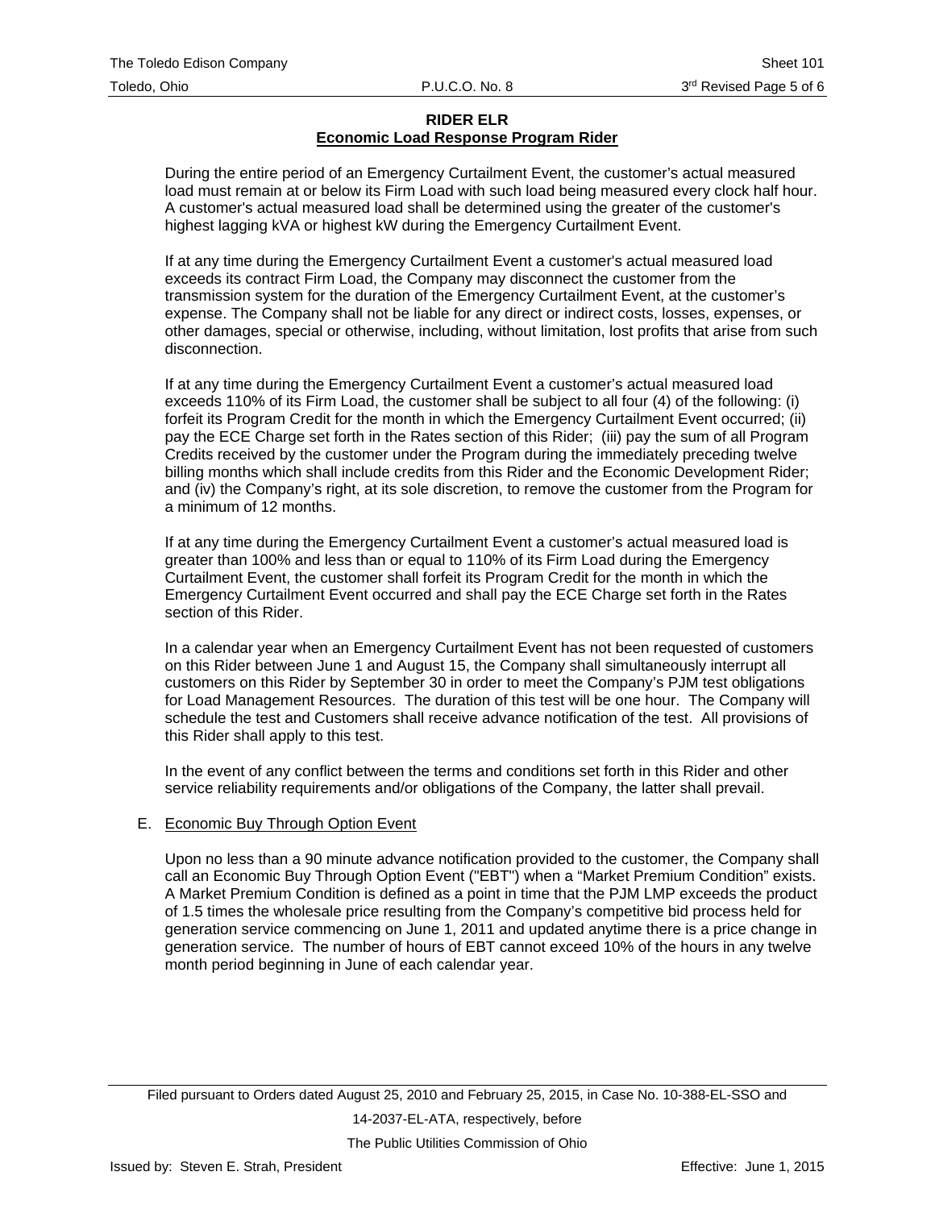## RIDER ELR
## Economic Load Response Program Rider

During the entire period of an Emergency Curtailment Event, the customer's actual measured load must remain at or below its Firm Load with such load being measured every clock half hour. A customer's actual measured load shall be determined using the greater of the customer's highest lagging kVA or highest kW during the Emergency Curtailment Event.

If at any time during the Emergency Curtailment Event a customer's actual measured load exceeds its contract Firm Load, the Company may disconnect the customer from the transmission system for the duration of the Emergency Curtailment Event, at the customer's expense. The Company shall not be liable for any direct or indirect costs, losses, expenses, or other damages, special or otherwise, including, without limitation, lost profits that arise from such disconnection.

If at any time during the Emergency Curtailment Event a customer's actual measured load exceeds 110% of its Firm Load, the customer shall be subject to all four (4) of the following: (i) forfeit its Program Credit for the month in which the Emergency Curtailment Event occurred; (ii) pay the ECE Charge set forth in the Rates section of this Rider; (iii) pay the sum of all Program Credits received by the customer under the Program during the immediately preceding twelve billing months which shall include credits from this Rider and the Economic Development Rider; and (iv) the Company's right, at its sole discretion, to remove the customer from the Program for a minimum of 12 months.

If at any time during the Emergency Curtailment Event a customer's actual measured load is greater than 100% and less than or equal to 110% of its Firm Load during the Emergency Curtailment Event, the customer shall forfeit its Program Credit for the month in which the Emergency Curtailment Event occurred and shall pay the ECE Charge set forth in the Rates section of this Rider.

In a calendar year when an Emergency Curtailment Event has not been requested of customers on this Rider between June 1 and August 15, the Company shall simultaneously interrupt all customers on this Rider by September 30 in order to meet the Company's PJM test obligations for Load Management Resources. The duration of this test will be one hour. The Company will schedule the test and Customers shall receive advance notification of the test. All provisions of this Rider shall apply to this test.

In the event of any conflict between the terms and conditions set forth in this Rider and other service reliability requirements and/or obligations of the Company, the latter shall prevail.

E. Economic Buy Through Option Event

Upon no less than a 90 minute advance notification provided to the customer, the Company shall call an Economic Buy Through Option Event ("EBT") when a "Market Premium Condition" exists. A Market Premium Condition is defined as a point in time that the PJM LMP exceeds the product of 1.5 times the wholesale price resulting from the Company's competitive bid process held for generation service commencing on June 1, 2011 and updated anytime there is a price change in generation service. The number of hours of EBT cannot exceed 10% of the hours in any twelve month period beginning in June of each calendar year.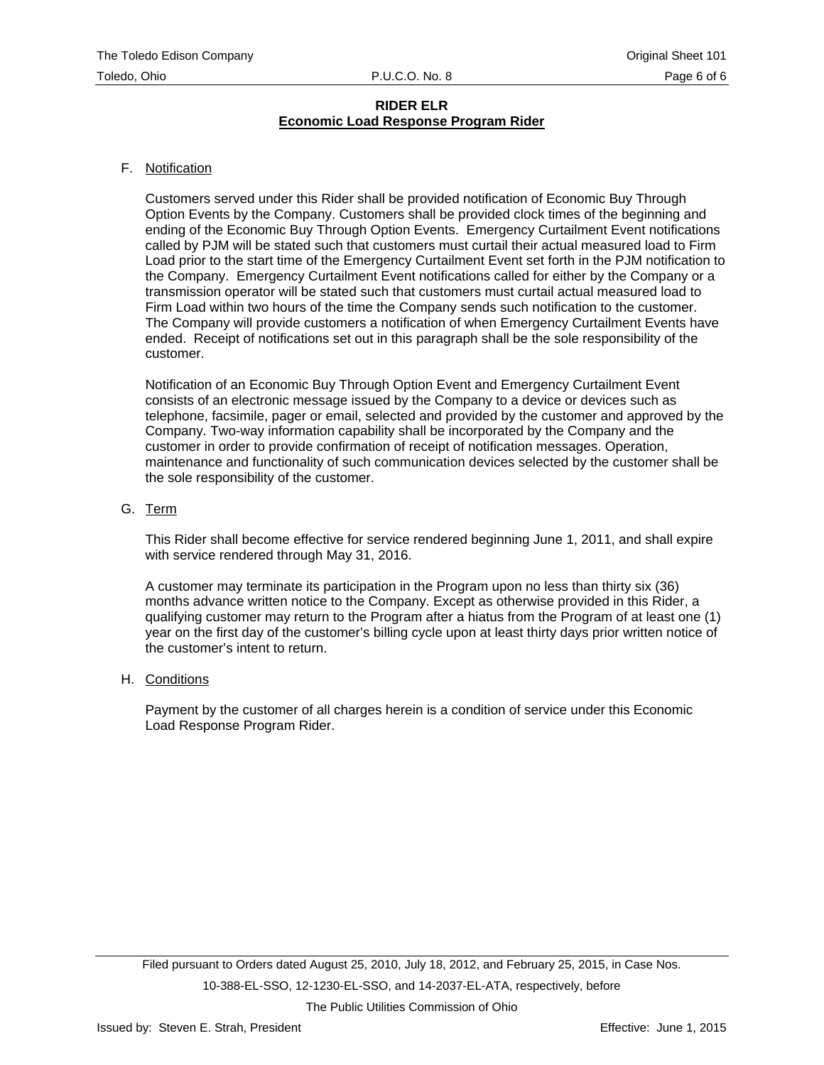## RIDER ELR
## Economic Load Response Program Rider

F. Notification

Customers served under this Rider shall be provided notification of Economic Buy Through Option Events by the Company. Customers shall be provided clock times of the beginning and ending of the Economic Buy Through Option Events. Emergency Curtailment Event notifications called by PJM will be stated such that customers must curtail their actual measured load to Firm Load prior to the start time of the Emergency Curtailment Event set forth in the PJM notification to the Company. Emergency Curtailment Event notifications called for either by the Company or a transmission operator will be stated such that customers must curtail actual measured load to Firm Load within two hours of the time the Company sends such notification to the customer. The Company will provide customers a notification of when Emergency Curtailment Events have ended. Receipt of notifications set out in this paragraph shall be the sole responsibility of the customer.

Notification of an Economic Buy Through Option Event and Emergency Curtailment Event consists of an electronic message issued by the Company to a device or devices such as telephone, facsimile, pager or email, selected and provided by the customer and approved by the Company. Two-way information capability shall be incorporated by the Company and the customer in order to provide confirmation of receipt of notification messages. Operation, maintenance and functionality of such communication devices selected by the customer shall be the sole responsibility of the customer.

G. Term

This Rider shall become effective for service rendered beginning June 1, 2011, and shall expire with service rendered through May 31, 2016.

A customer may terminate its participation in the Program upon no less than thirty six (36) months advance written notice to the Company. Except as otherwise provided in this Rider, a qualifying customer may return to the Program after a hiatus from the Program of at least one (1) year on the first day of the customer's billing cycle upon at least thirty days prior written notice of the customer's intent to return.

H. Conditions

Payment by the customer of all charges herein is a condition of service under this Economic Load Response Program Rider.

Filed pursuant to Orders dated August 25, 2010, July 18, 2012, and February 25, 2015, in Case Nos. 10-388-EL-SSO, 12-1230-EL-SSO, and 14-2037-EL-ATA, respectively, before The Public Utilities Commission of Ohio

Issued by: Steven E. Strah, President

Effective: June 1, 2015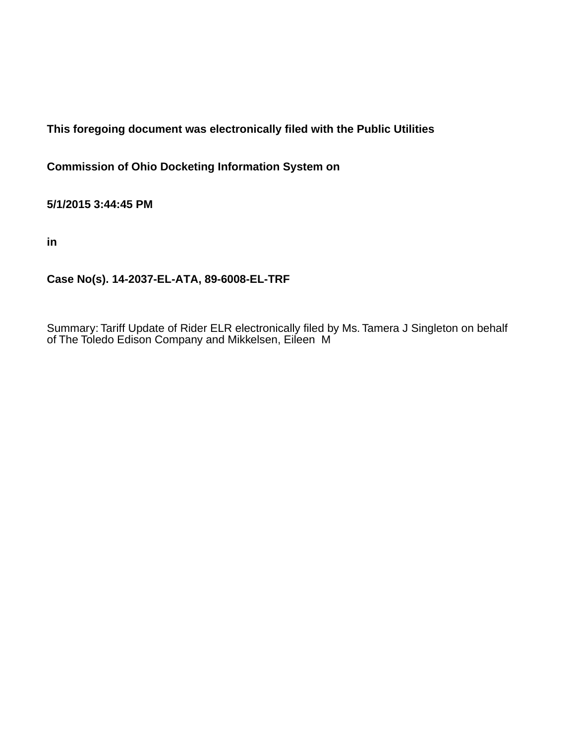**This foregoing document was electronically filed with the Public Utilities**

**Commission of Ohio Docketing Information System on**

**5/1/2015 3:44:45 PM**

**in**

**Case No(s). 14-2037-EL-ATA, 89-6008-EL-TRF**

Summary: Tariff Update of Rider ELR electronically filed by Ms. Tamera J Singleton on behalf of The Toledo Edison Company and Mikkelsen, Eileen M